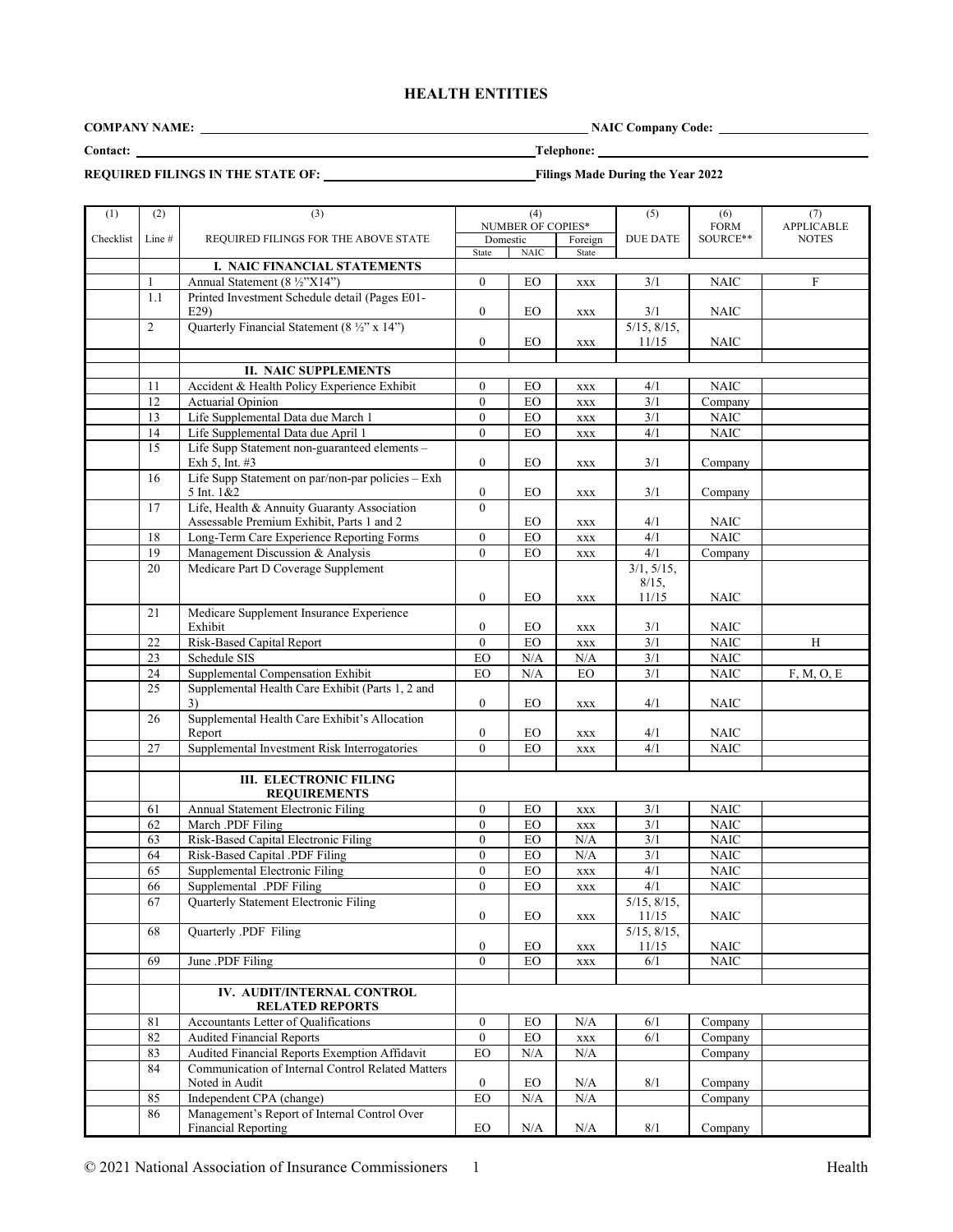# HEALTH ENTITIES

**COMPANY NAME:** ______________________ **NAIC Company Code:** ______________

**Contact:** ______________________ **Telephone:** ______________

**REQUIRED FILINGS IN THE STATE OF:** ______________ **Filings Made During the Year 2022**

| (1) | (2) | (3) | (4) | | | (5) | (6) | (7) |
|---|---|---|---|---|---|---|---|---|
| | | | NUMBER OF COPIES* | | | | FORM | APPLICABLE |
| Checklist | Line # | REQUIRED FILINGS FOR THE ABOVE STATE | Domestic | | Foreign | DUE DATE | SOURCE** | NOTES |
| | | | State | NAIC | State | | | |
| | | **I. NAIC FINANCIAL STATEMENTS** | | | | | | |
| | 1 | Annual Statement (8 ½"X14") | 0 | EO | xxx | 3/1 | NAIC | F |
| | 1.1 | Printed Investment Schedule detail (Pages E01-E29) | 0 | EO | xxx | 3/1 | NAIC | |
| | 2 | Quarterly Financial Statement (8 ½" x 14") | 0 | EO | xxx | 5/15, 8/15, 11/15 | NAIC | |
| | | | | | | | | |
| | | **II. NAIC SUPPLEMENTS** | | | | | | |
| | 11 | Accident & Health Policy Experience Exhibit | 0 | EO | xxx | 4/1 | NAIC | |
| | 12 | Actuarial Opinion | 0 | EO | xxx | 3/1 | Company | |
| | 13 | Life Supplemental Data due March 1 | 0 | EO | xxx | 3/1 | NAIC | |
| | 14 | Life Supplemental Data due April 1 | 0 | EO | xxx | 4/1 | NAIC | |
| | 15 | Life Supp Statement non-guaranteed elements – Exh 5, Int. #3 | 0 | EO | xxx | 3/1 | Company | |
| | 16 | Life Supp Statement on par/non-par policies – Exh 5 Int. 1&2 | 0 | EO | xxx | 3/1 | Company | |
| | 17 | Life, Health & Annuity Guaranty Association Assessable Premium Exhibit, Parts 1 and 2 | 0 | EO | xxx | 4/1 | NAIC | |
| | 18 | Long-Term Care Experience Reporting Forms | 0 | EO | xxx | 4/1 | NAIC | |
| | 19 | Management Discussion & Analysis | 0 | EO | xxx | 4/1 | Company | |
| | 20 | Medicare Part D Coverage Supplement | 0 | EO | xxx | 3/1, 5/15, 8/15, 11/15 | NAIC | |
| | 21 | Medicare Supplement Insurance Experience Exhibit | 0 | EO | xxx | 3/1 | NAIC | |
| | 22 | Risk-Based Capital Report | 0 | EO | xxx | 3/1 | NAIC | H |
| | 23 | Schedule SIS | EO | N/A | N/A | 3/1 | NAIC | |
| | 24 | Supplemental Compensation Exhibit | EO | N/A | EO | 3/1 | NAIC | F, M, O, E |
| | 25 | Supplemental Health Care Exhibit (Parts 1, 2 and 3) | 0 | EO | xxx | 4/1 | NAIC | |
| | 26 | Supplemental Health Care Exhibit's Allocation Report | 0 | EO | xxx | 4/1 | NAIC | |
| | 27 | Supplemental Investment Risk Interrogatories | 0 | EO | xxx | 4/1 | NAIC | |
| | | | | | | | | |
| | | **III. ELECTRONIC FILING REQUIREMENTS** | | | | | | |
| | 61 | Annual Statement Electronic Filing | 0 | EO | xxx | 3/1 | NAIC | |
| | 62 | March .PDF Filing | 0 | EO | xxx | 3/1 | NAIC | |
| | 63 | Risk-Based Capital Electronic Filing | 0 | EO | N/A | 3/1 | NAIC | |
| | 64 | Risk-Based Capital .PDF Filing | 0 | EO | N/A | 3/1 | NAIC | |
| | 65 | Supplemental Electronic Filing | 0 | EO | xxx | 4/1 | NAIC | |
| | 66 | Supplemental .PDF Filing | 0 | EO | xxx | 4/1 | NAIC | |
| | 67 | Quarterly Statement Electronic Filing | 0 | EO | xxx | 5/15, 8/15, 11/15 | NAIC | |
| | 68 | Quarterly .PDF Filing | 0 | EO | xxx | 5/15, 8/15, 11/15 | NAIC | |
| | 69 | June .PDF Filing | 0 | EO | xxx | 6/1 | NAIC | |
| | | | | | | | | |
| | | **IV. AUDIT/INTERNAL CONTROL RELATED REPORTS** | | | | | | |
| | 81 | Accountants Letter of Qualifications | 0 | EO | N/A | 6/1 | Company | |
| | 82 | Audited Financial Reports | 0 | EO | xxx | 6/1 | Company | |
| | 83 | Audited Financial Reports Exemption Affidavit | EO | N/A | N/A | | Company | |
| | 84 | Communication of Internal Control Related Matters Noted in Audit | 0 | EO | N/A | 8/1 | Company | |
| | 85 | Independent CPA (change) | EO | N/A | N/A | | Company | |
| | 86 | Management's Report of Internal Control Over Financial Reporting | EO | N/A | N/A | 8/1 | Company | |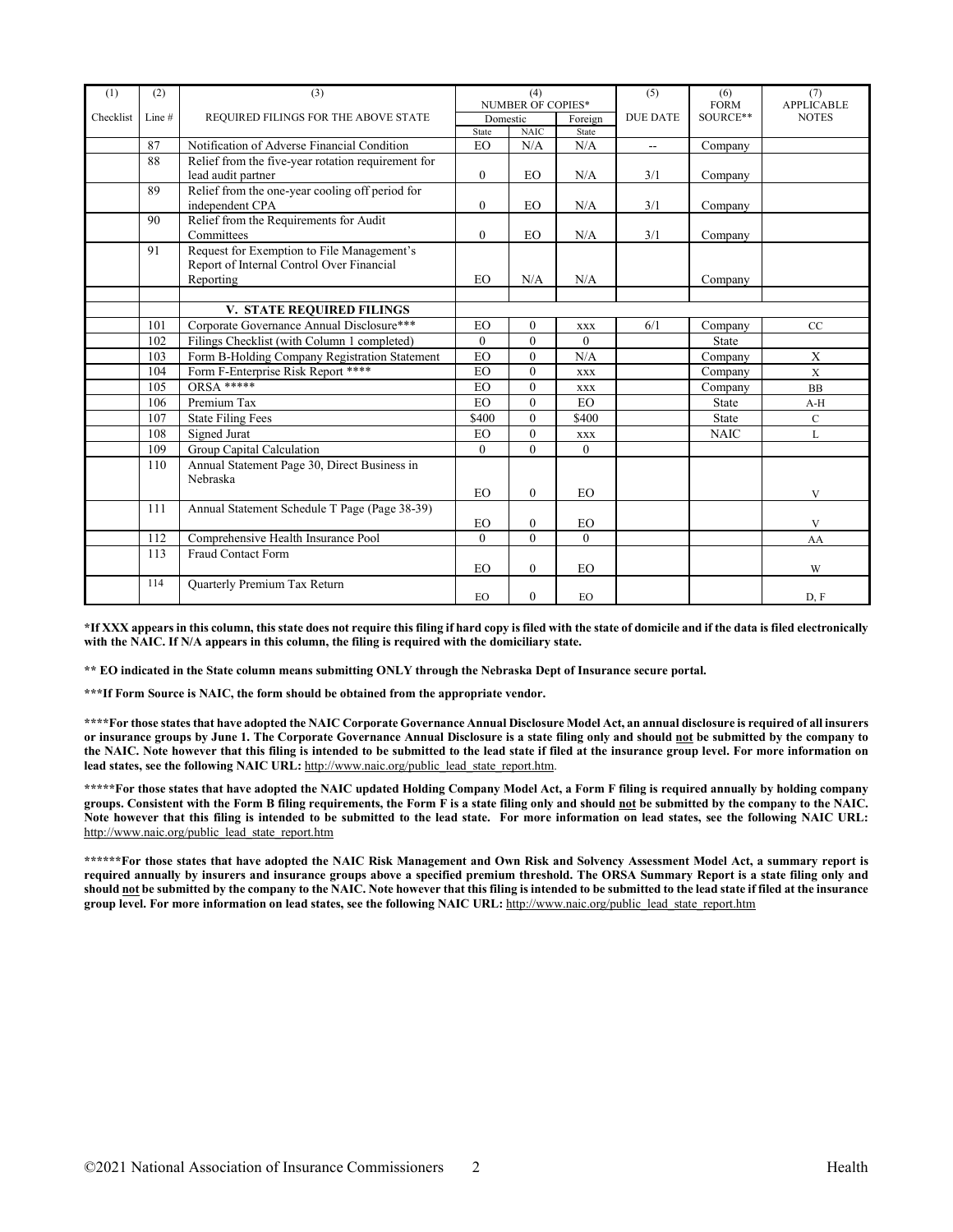| (1) | (2) | (3) | (4) | | | (5) | (6) | (7) |
|---|---|---|---|---|---|---|---|---|
| | | | NUMBER OF COPIES* | | | | FORM | APPLICABLE |
| Checklist | Line # | REQUIRED FILINGS FOR THE ABOVE STATE | Domestic | | Foreign | DUE DATE | SOURCE** | NOTES |
| | | | State | NAIC | State | | | |
| | 87 | Notification of Adverse Financial Condition | EO | N/A | N/A | -- | Company | |
| | 88 | Relief from the five-year rotation requirement for lead audit partner | 0 | EO | N/A | 3/1 | Company | |
| | 89 | Relief from the one-year cooling off period for independent CPA | 0 | EO | N/A | 3/1 | Company | |
| | 90 | Relief from the Requirements for Audit Committees | 0 | EO | N/A | 3/1 | Company | |
| | 91 | Request for Exemption to File Management's Report of Internal Control Over Financial Reporting | EO | N/A | N/A | | Company | |
| | | | | | | | | |
| | | **V. STATE REQUIRED FILINGS** | | | | | | |
| | 101 | Corporate Governance Annual Disclosure*** | EO | 0 | XXX | 6/1 | Company | CC |
| | 102 | Filings Checklist (with Column 1 completed) | 0 | 0 | 0 | | State | |
| | 103 | Form B-Holding Company Registration Statement | EO | 0 | N/A | | Company | X |
| | 104 | Form F-Enterprise Risk Report **** | EO | 0 | XXX | | Company | X |
| | 105 | ORSA ***** | EO | 0 | XXX | | Company | BB |
| | 106 | Premium Tax | EO | 0 | EO | | State | A-H |
| | 107 | State Filing Fees | $400 | 0 | $400 | | State | C |
| | 108 | Signed Jurat | EO | 0 | XXX | | NAIC | L |
| | 109 | Group Capital Calculation | 0 | 0 | 0 | | | |
| | 110 | Annual Statement Page 30, Direct Business in Nebraska | EO | 0 | EO | | | V |
| | 111 | Annual Statement Schedule T Page (Page 38-39) | EO | 0 | EO | | | V |
| | 112 | Comprehensive Health Insurance Pool | 0 | 0 | 0 | | | AA |
| | 113 | Fraud Contact Form | EO | 0 | EO | | | W |
| | 114 | Quarterly Premium Tax Return | EO | 0 | EO | | | D, F |

**\*If XXX appears in this column, this state does not require this filing if hard copy is filed with the state of domicile and if the data is filed electronically with the NAIC. If N/A appears in this column, the filing is required with the domiciliary state.**

**\*\* EO indicated in the State column means submitting ONLY through the Nebraska Dept of Insurance secure portal.**

**\*\*\*If Form Source is NAIC, the form should be obtained from the appropriate vendor.**

**\*\*\*\*For those states that have adopted the NAIC Corporate Governance Annual Disclosure Model Act, an annual disclosure is required of all insurers or insurance groups by June 1. The Corporate Governance Annual Disclosure is a state filing only and should not be submitted by the company to the NAIC. Note however that this filing is intended to be submitted to the lead state if filed at the insurance group level. For more information on lead states, see the following NAIC URL:** http://www.naic.org/public_lead_state_report.htm.

**\*\*\*\*\*For those states that have adopted the NAIC updated Holding Company Model Act, a Form F filing is required annually by holding company groups. Consistent with the Form B filing requirements, the Form F is a state filing only and should not be submitted by the company to the NAIC. Note however that this filing is intended to be submitted to the lead state. For more information on lead states, see the following NAIC URL:** http://www.naic.org/public_lead_state_report.htm

**\*\*\*\*\*\*For those states that have adopted the NAIC Risk Management and Own Risk and Solvency Assessment Model Act, a summary report is required annually by insurers and insurance groups above a specified premium threshold. The ORSA Summary Report is a state filing only and should not be submitted by the company to the NAIC. Note however that this filing is intended to be submitted to the lead state if filed at the insurance group level. For more information on lead states, see the following NAIC URL:** http://www.naic.org/public_lead_state_report.htm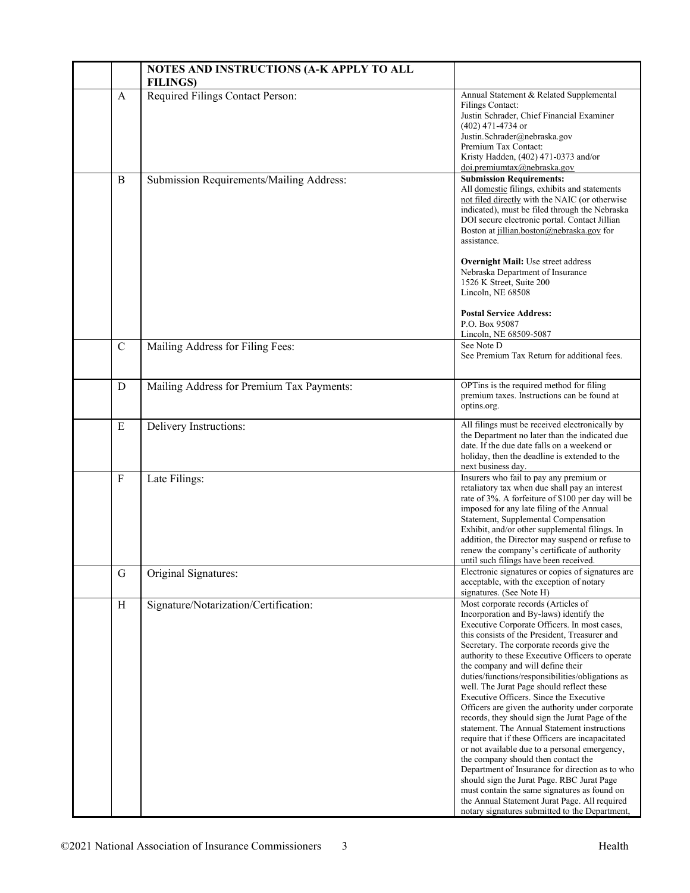| | | NOTES AND INSTRUCTIONS (A-K APPLY TO ALL FILINGS) | |
|---|---|---|---|
| | A | Required Filings Contact Person: | Annual Statement & Related Supplemental Filings Contact: Justin Schrader, Chief Financial Examiner (402) 471-4734 or Justin.Schrader@nebraska.gov Premium Tax Contact: Kristy Hadden, (402) 471-0373 and/or doi.premiumtax@nebraska.gov |
| | B | Submission Requirements/Mailing Address: | **Submission Requirements:** All domestic filings, exhibits and statements not filed directly with the NAIC (or otherwise indicated), must be filed through the Nebraska DOI secure electronic portal. Contact Jillian Boston at jillian.boston@nebraska.gov for assistance.<br><br>**Overnight Mail:** Use street address Nebraska Department of Insurance 1526 K Street, Suite 200 Lincoln, NE 68508<br><br>**Postal Service Address:** P.O. Box 95087 Lincoln, NE 68509-5087 |
| | C | Mailing Address for Filing Fees: | See Note D See Premium Tax Return for additional fees. |
| | D | Mailing Address for Premium Tax Payments: | OPTins is the required method for filing premium taxes. Instructions can be found at optins.org. |
| | E | Delivery Instructions: | All filings must be received electronically by the Department no later than the indicated due date. If the due date falls on a weekend or holiday, then the deadline is extended to the next business day. |
| | F | Late Filings: | Insurers who fail to pay any premium or retaliatory tax when due shall pay an interest rate of 3%. A forfeiture of $100 per day will be imposed for any late filing of the Annual Statement, Supplemental Compensation Exhibit, and/or other supplemental filings. In addition, the Director may suspend or refuse to renew the company's certificate of authority until such filings have been received. |
| | G | Original Signatures: | Electronic signatures or copies of signatures are acceptable, with the exception of notary signatures. (See Note H) |
| | H | Signature/Notarization/Certification: | Most corporate records (Articles of Incorporation and By-laws) identify the Executive Corporate Officers. In most cases, this consists of the President, Treasurer and Secretary. The corporate records give the authority to these Executive Officers to operate the company and will define their duties/functions/responsibilities/obligations as well. The Jurat Page should reflect these Executive Officers. Since the Executive Officers are given the authority under corporate records, they should sign the Jurat Page of the statement. The Annual Statement instructions require that if these Officers are incapacitated or not available due to a personal emergency, the company should then contact the Department of Insurance for direction as to who should sign the Jurat Page. RBC Jurat Page must contain the same signatures as found on the Annual Statement Jurat Page. All required notary signatures submitted to the Department, |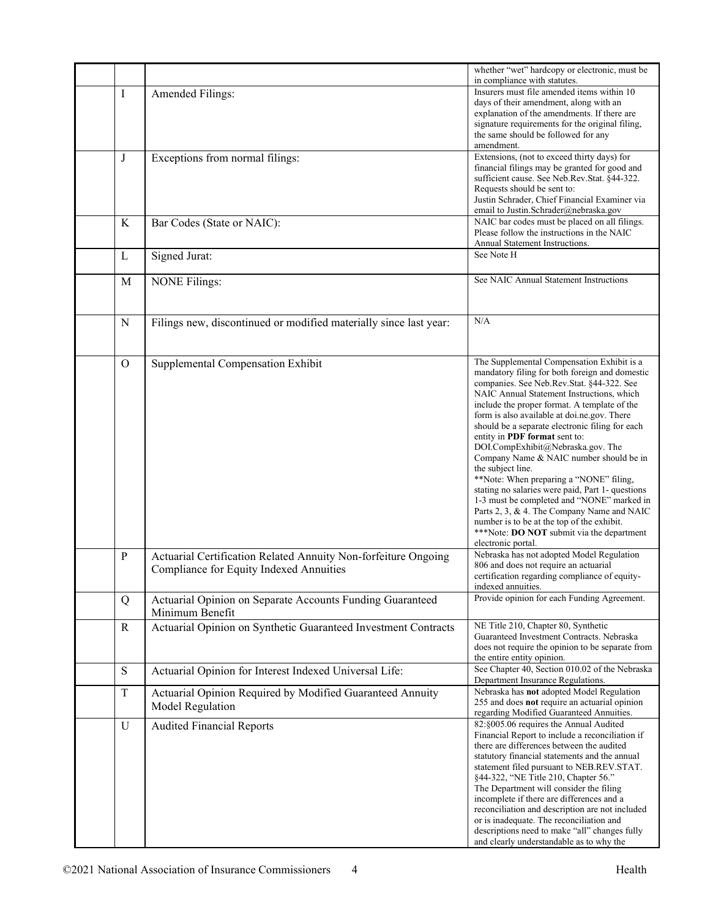| | | | |
|---|---|---|---|
| | | | whether "wet" hardcopy or electronic, must be in compliance with statutes. |
| | I | Amended Filings: | Insurers must file amended items within 10 days of their amendment, along with an explanation of the amendments. If there are signature requirements for the original filing, the same should be followed for any amendment. |
| | J | Exceptions from normal filings: | Extensions, (not to exceed thirty days) for financial filings may be granted for good and sufficient cause. See Neb.Rev.Stat. §44-322. Requests should be sent to: Justin Schrader, Chief Financial Examiner via email to Justin.Schrader@nebraska.gov |
| | K | Bar Codes (State or NAIC): | NAIC bar codes must be placed on all filings. Please follow the instructions in the NAIC Annual Statement Instructions. |
| | L | Signed Jurat: | See Note H |
| | M | NONE Filings: | See NAIC Annual Statement Instructions |
| | N | Filings new, discontinued or modified materially since last year: | N/A |
| | O | Supplemental Compensation Exhibit | The Supplemental Compensation Exhibit is a mandatory filing for both foreign and domestic companies. See Neb.Rev.Stat. §44-322. See NAIC Annual Statement Instructions, which include the proper format. A template of the form is also available at doi.ne.gov. There should be a separate electronic filing for each entity in **PDF format** sent to: DOI.CompExhibit@Nebraska.gov. The Company Name & NAIC number should be in the subject line. **Note: When preparing a "NONE" filing, stating no salaries were paid, Part 1- questions 1-3 must be completed and "NONE" marked in Parts 2, 3, & 4. The Company Name and NAIC number is to be at the top of the exhibit. ***Note: **DO NOT** submit via the department electronic portal. |
| | P | Actuarial Certification Related Annuity Non-forfeiture Ongoing Compliance for Equity Indexed Annuities | Nebraska has not adopted Model Regulation 806 and does not require an actuarial certification regarding compliance of equity-indexed annuities. |
| | Q | Actuarial Opinion on Separate Accounts Funding Guaranteed Minimum Benefit | Provide opinion for each Funding Agreement. |
| | R | Actuarial Opinion on Synthetic Guaranteed Investment Contracts | NE Title 210, Chapter 80, Synthetic Guaranteed Investment Contracts. Nebraska does not require the opinion to be separate from the entire entity opinion. |
| | S | Actuarial Opinion for Interest Indexed Universal Life: | See Chapter 40, Section 010.02 of the Nebraska Department Insurance Regulations. |
| | T | Actuarial Opinion Required by Modified Guaranteed Annuity Model Regulation | Nebraska has **not** adopted Model Regulation 255 and does **not** require an actuarial opinion regarding Modified Guaranteed Annuities. |
| | U | Audited Financial Reports | 82:§005.06 requires the Annual Audited Financial Report to include a reconciliation if there are differences between the audited statutory financial statements and the annual statement filed pursuant to NEB.REV.STAT. §44-322, "NE Title 210, Chapter 56." The Department will consider the filing incomplete if there are differences and a reconciliation and description are not included or is inadequate. The reconciliation and descriptions need to make "all" changes fully and clearly understandable as to why the |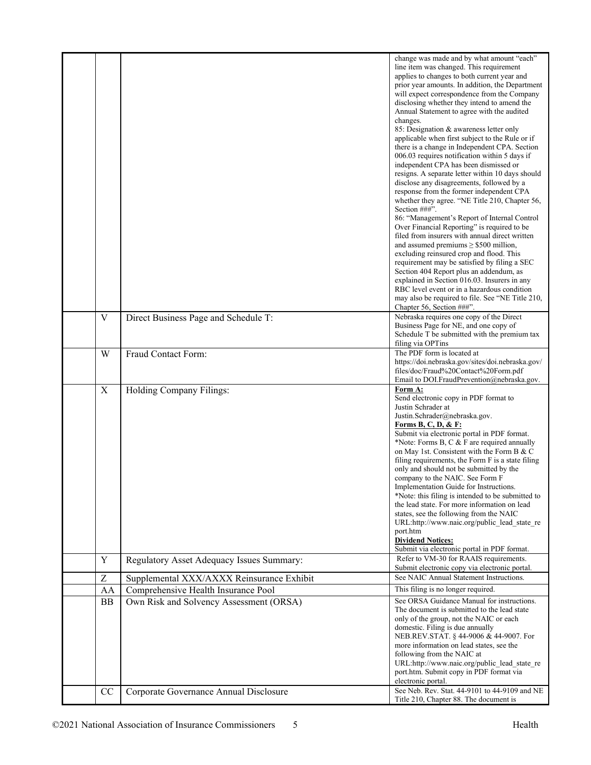| | | | |
|---|---|---|---|
| | | | change was made and by what amount "each" line item was changed. This requirement applies to changes to both current year and prior year amounts. In addition, the Department will expect correspondence from the Company disclosing whether they intend to amend the Annual Statement to agree with the audited changes.<br>85: Designation & awareness letter only applicable when first subject to the Rule or if there is a change in Independent CPA. Section 006.03 requires notification within 5 days if independent CPA has been dismissed or resigns. A separate letter within 10 days should disclose any disagreements, followed by a response from the former independent CPA whether they agree. "NE Title 210, Chapter 56, Section ###".<br>86: "Management's Report of Internal Control Over Financial Reporting" is required to be filed from insurers with annual direct written and assumed premiums ≥ $500 million, excluding reinsured crop and flood. This requirement may be satisfied by filing a SEC Section 404 Report plus an addendum, as explained in Section 016.03. Insurers in any RBC level event or in a hazardous condition may also be required to file. See "NE Title 210, Chapter 56, Section ###". |
| | V | Direct Business Page and Schedule T: | Nebraska requires one copy of the Direct Business Page for NE, and one copy of Schedule T be submitted with the premium tax filing via OPTins |
| | W | Fraud Contact Form: | The PDF form is located at https://doi.nebraska.gov/sites/doi.nebraska.gov/files/doc/Fraud%20Contact%20Form.pdf Email to DOI.FraudPrevention@nebraska.gov. |
| | X | Holding Company Filings: | **Form A:**<br>Send electronic copy in PDF format to Justin Schrader at Justin.Schrader@nebraska.gov.<br>**Forms B, C, D, & F:**<br>Submit via electronic portal in PDF format.<br>*Note: Forms B, C & F are required annually on May 1st. Consistent with the Form B & C filing requirements, the Form F is a state filing only and should not be submitted by the company to the NAIC. See Form F Implementation Guide for Instructions.<br>*Note: this filing is intended to be submitted to the lead state. For more information on lead states, see the following from the NAIC URL:http://www.naic.org/public_lead_state_report.htm<br>**Dividend Notices:**<br>Submit via electronic portal in PDF format. |
| | Y | Regulatory Asset Adequacy Issues Summary: | Refer to VM-30 for RAAIS requirements. Submit electronic copy via electronic portal. |
| | Z | Supplemental XXX/AXXX Reinsurance Exhibit | See NAIC Annual Statement Instructions. |
| | AA | Comprehensive Health Insurance Pool | This filing is no longer required. |
| | BB | Own Risk and Solvency Assessment (ORSA) | See ORSA Guidance Manual for instructions. The document is submitted to the lead state only of the group, not the NAIC or each domestic. Filing is due annually NEB.REV.STAT. § 44-9006 & 44-9007. For more information on lead states, see the following from the NAIC at URL:http://www.naic.org/public_lead_state_report.htm. Submit copy in PDF format via electronic portal. |
| | CC | Corporate Governance Annual Disclosure | See Neb. Rev. Stat. 44-9101 to 44-9109 and NE Title 210, Chapter 88. The document is |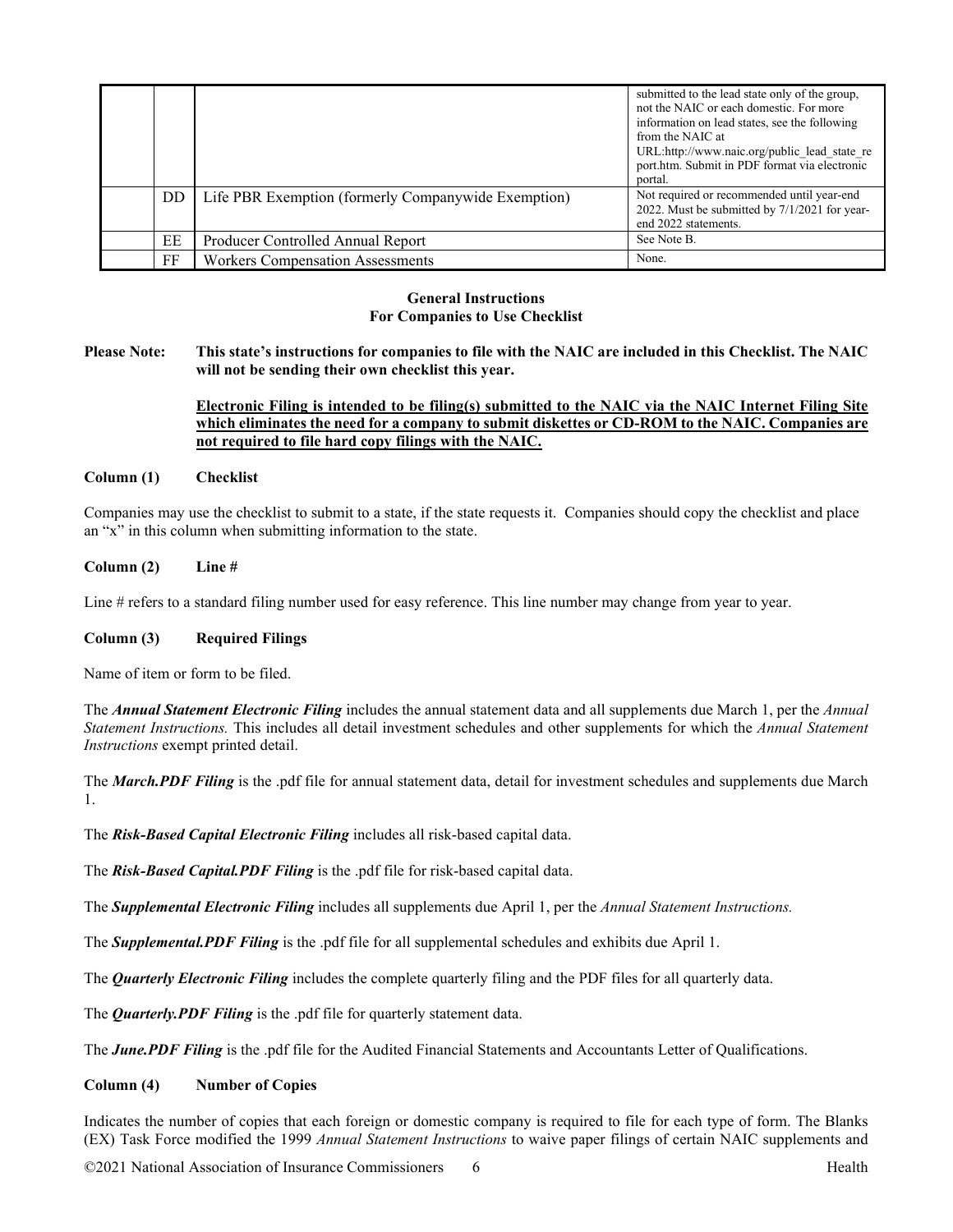| | | | |
|---|---|---|---|
| | | | submitted to the lead state only of the group, not the NAIC or each domestic. For more information on lead states, see the following from the NAIC at URL:http://www.naic.org/public_lead_state_report.htm. Submit in PDF format via electronic portal. |
| | DD | Life PBR Exemption (formerly Companywide Exemption) | Not required or recommended until year-end 2022. Must be submitted by 7/1/2021 for year-end 2022 statements. |
| | EE | Producer Controlled Annual Report | See Note B. |
| | FF | Workers Compensation Assessments | None. |

**General Instructions**
**For Companies to Use Checklist**

**Please Note:** **This state's instructions for companies to file with the NAIC are included in this Checklist. The NAIC will not be sending their own checklist this year.**

**Electronic Filing is intended to be filing(s) submitted to the NAIC via the NAIC Internet Filing Site which eliminates the need for a company to submit diskettes or CD-ROM to the NAIC. Companies are not required to file hard copy filings with the NAIC.**

**Column (1) Checklist**

Companies may use the checklist to submit to a state, if the state requests it. Companies should copy the checklist and place an "x" in this column when submitting information to the state.

**Column (2) Line #**

Line # refers to a standard filing number used for easy reference. This line number may change from year to year.

**Column (3) Required Filings**

Name of item or form to be filed.

The ***Annual Statement Electronic Filing*** includes the annual statement data and all supplements due March 1, per the *Annual Statement Instructions.* This includes all detail investment schedules and other supplements for which the *Annual Statement Instructions* exempt printed detail.

The ***March.PDF Filing*** is the .pdf file for annual statement data, detail for investment schedules and supplements due March 1.

The ***Risk-Based Capital Electronic Filing*** includes all risk-based capital data.

The ***Risk-Based Capital.PDF Filing*** is the .pdf file for risk-based capital data.

The ***Supplemental Electronic Filing*** includes all supplements due April 1, per the *Annual Statement Instructions.*

The ***Supplemental.PDF Filing*** is the .pdf file for all supplemental schedules and exhibits due April 1.

The ***Quarterly Electronic Filing*** includes the complete quarterly filing and the PDF files for all quarterly data.

The ***Quarterly.PDF Filing*** is the .pdf file for quarterly statement data.

The ***June.PDF Filing*** is the .pdf file for the Audited Financial Statements and Accountants Letter of Qualifications.

**Column (4) Number of Copies**

Indicates the number of copies that each foreign or domestic company is required to file for each type of form. The Blanks (EX) Task Force modified the 1999 *Annual Statement Instructions* to waive paper filings of certain NAIC supplements and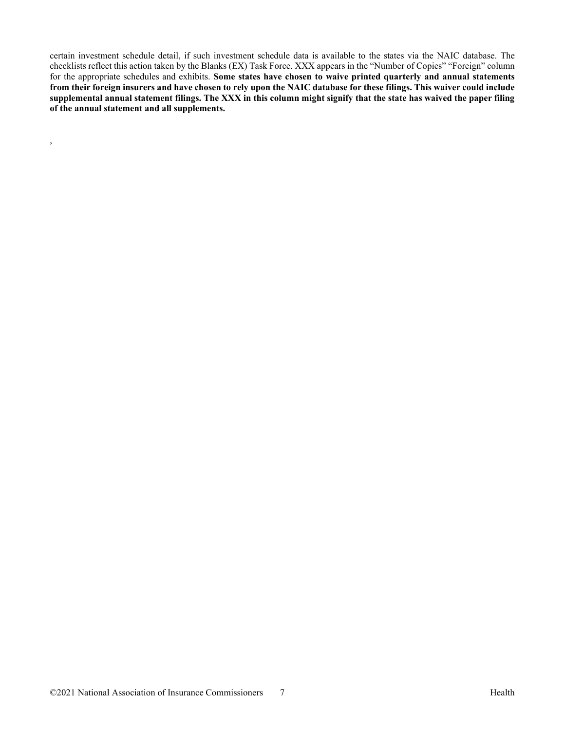certain investment schedule detail, if such investment schedule data is available to the states via the NAIC database. The checklists reflect this action taken by the Blanks (EX) Task Force. XXX appears in the "Number of Copies" "Foreign" column for the appropriate schedules and exhibits. **Some states have chosen to waive printed quarterly and annual statements from their foreign insurers and have chosen to rely upon the NAIC database for these filings. This waiver could include supplemental annual statement filings. The XXX in this column might signify that the state has waived the paper filing of the annual statement and all supplements.**

,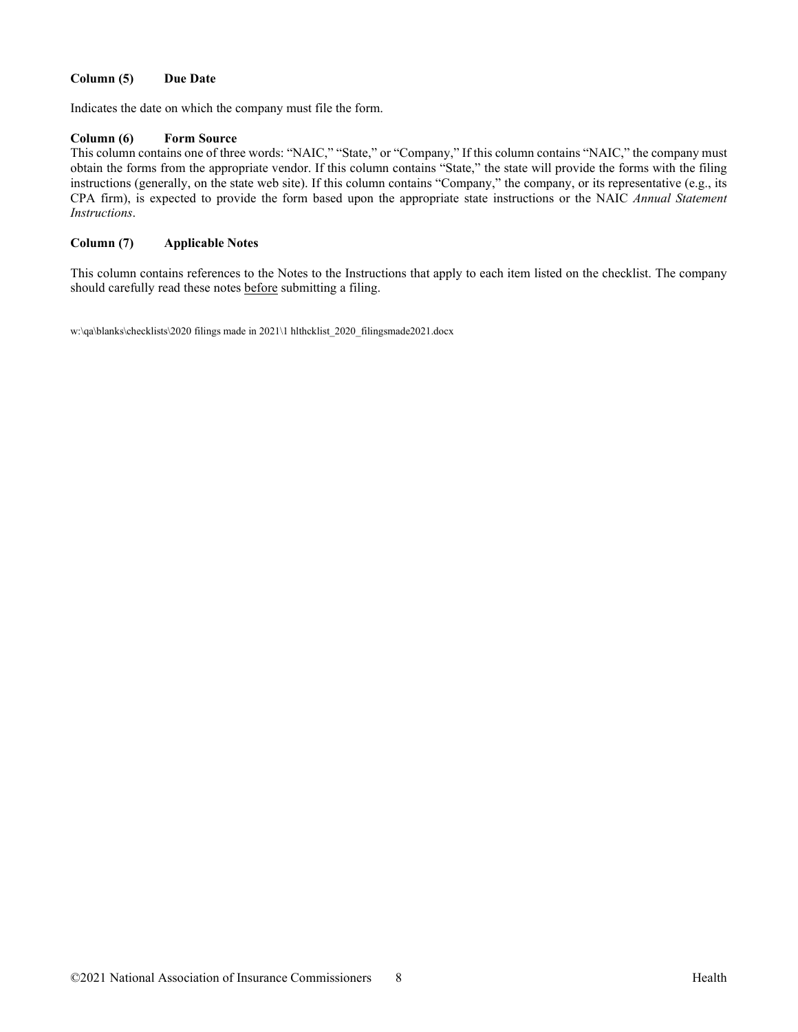**Column (5) Due Date**

Indicates the date on which the company must file the form.

**Column (6) Form Source**

This column contains one of three words: "NAIC," "State," or "Company," If this column contains "NAIC," the company must obtain the forms from the appropriate vendor. If this column contains "State," the state will provide the forms with the filing instructions (generally, on the state web site). If this column contains "Company," the company, or its representative (e.g., its CPA firm), is expected to provide the form based upon the appropriate state instructions or the NAIC *Annual Statement Instructions*.

**Column (7) Applicable Notes**

This column contains references to the Notes to the Instructions that apply to each item listed on the checklist. The company should carefully read these notes before submitting a filing.

w:\qa\blanks\checklists\2020 filings made in 2021\1 hlthcklist_2020_filingsmade2021.docx